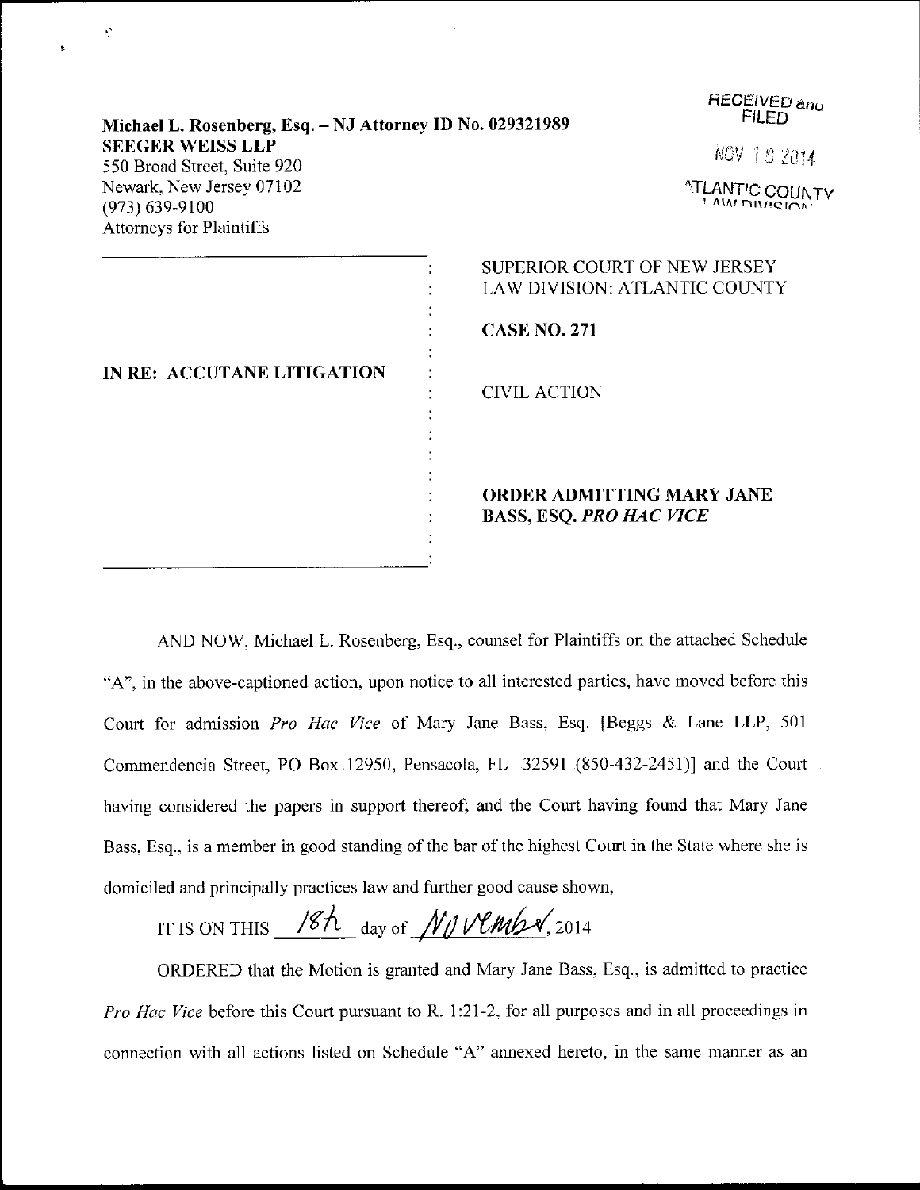Michael L. Rosenberg, Esq. – NJ Attorney ID No. 029321989
**SEEGER WEISS LLP**
550 Broad Street, Suite 920
Newark, New Jersey 07102
(973) 639-9100
Attorneys for Plaintiffs

RECEIVED and FILED

NOV 18 2014

ATLANTIC COUNTY LAW DIVISION

| | |
|---|---|
| **IN RE: ACCUTANE LITIGATION** | SUPERIOR COURT OF NEW JERSEY<br>LAW DIVISION: ATLANTIC COUNTY<br><br>**CASE NO. 271**<br><br>CIVIL ACTION<br><br>**ORDER ADMITTING MARY JANE BASS, ESQ. *PRO HAC VICE*** |

AND NOW, Michael L. Rosenberg, Esq., counsel for Plaintiffs on the attached Schedule "A", in the above-captioned action, upon notice to all interested parties, have moved before this Court for admission *Pro Hac Vice* of Mary Jane Bass, Esq. [Beggs & Lane LLP, 501 Commendencia Street, PO Box 12950, Pensacola, FL 32591 (850-432-2451)] and the Court having considered the papers in support thereof; and the Court having found that Mary Jane Bass, Esq., is a member in good standing of the bar of the highest Court in the State where she is domiciled and principally practices law and further good cause shown,

IT IS ON THIS 18th day of November, 2014

ORDERED that the Motion is granted and Mary Jane Bass, Esq., is admitted to practice *Pro Hac Vice* before this Court pursuant to R. 1:21-2, for all purposes and in all proceedings in connection with all actions listed on Schedule "A" annexed hereto, in the same manner as an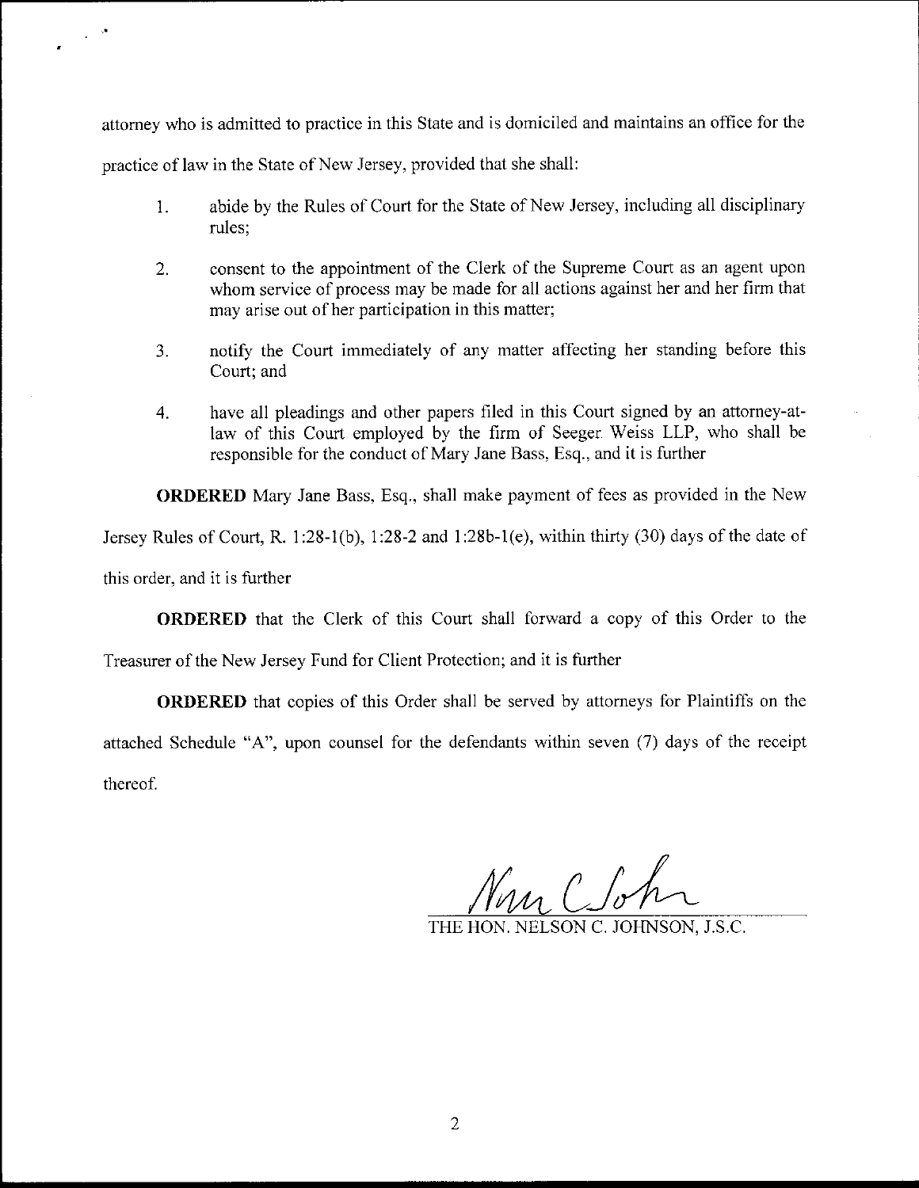attorney who is admitted to practice in this State and is domiciled and maintains an office for the practice of law in the State of New Jersey, provided that she shall:

1. abide by the Rules of Court for the State of New Jersey, including all disciplinary rules;

2. consent to the appointment of the Clerk of the Supreme Court as an agent upon whom service of process may be made for all actions against her and her firm that may arise out of her participation in this matter;

3. notify the Court immediately of any matter affecting her standing before this Court; and

4. have all pleadings and other papers filed in this Court signed by an attorney-at-law of this Court employed by the firm of Seeger Weiss LLP, who shall be responsible for the conduct of Mary Jane Bass, Esq., and it is further

**ORDERED** Mary Jane Bass, Esq., shall make payment of fees as provided in the New Jersey Rules of Court, R. 1:28-1(b), 1:28-2 and 1:28b-1(e), within thirty (30) days of the date of this order, and it is further

**ORDERED** that the Clerk of this Court shall forward a copy of this Order to the Treasurer of the New Jersey Fund for Client Protection; and it is further

**ORDERED** that copies of this Order shall be served by attorneys for Plaintiffs on the attached Schedule "A", upon counsel for the defendants within seven (7) days of the receipt thereof.

THE HON. NELSON C. JOHNSON, J.S.C.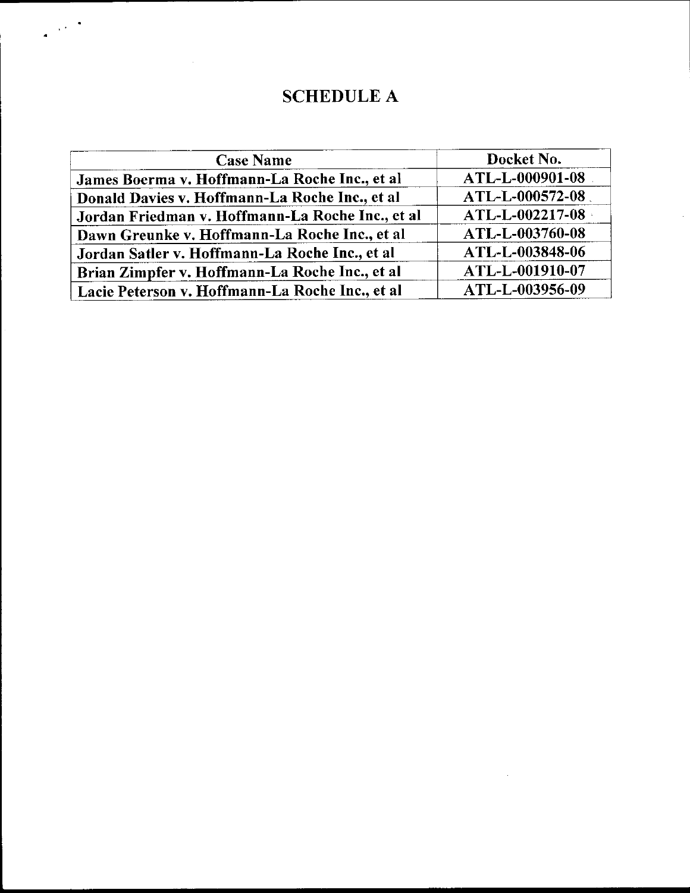# SCHEDULE A

| Case Name | Docket No. |
| --- | --- |
| James Boerma v. Hoffmann-La Roche Inc., et al | ATL-L-000901-08 |
| Donald Davies v. Hoffmann-La Roche Inc., et al | ATL-L-000572-08 |
| Jordan Friedman v. Hoffmann-La Roche Inc., et al | ATL-L-002217-08 |
| Dawn Greunke v. Hoffmann-La Roche Inc., et al | ATL-L-003760-08 |
| Jordan Satler v. Hoffmann-La Roche Inc., et al | ATL-L-003848-06 |
| Brian Zimpfer v. Hoffmann-La Roche Inc., et al | ATL-L-001910-07 |
| Lacie Peterson v. Hoffmann-La Roche Inc., et al | ATL-L-003956-09 |